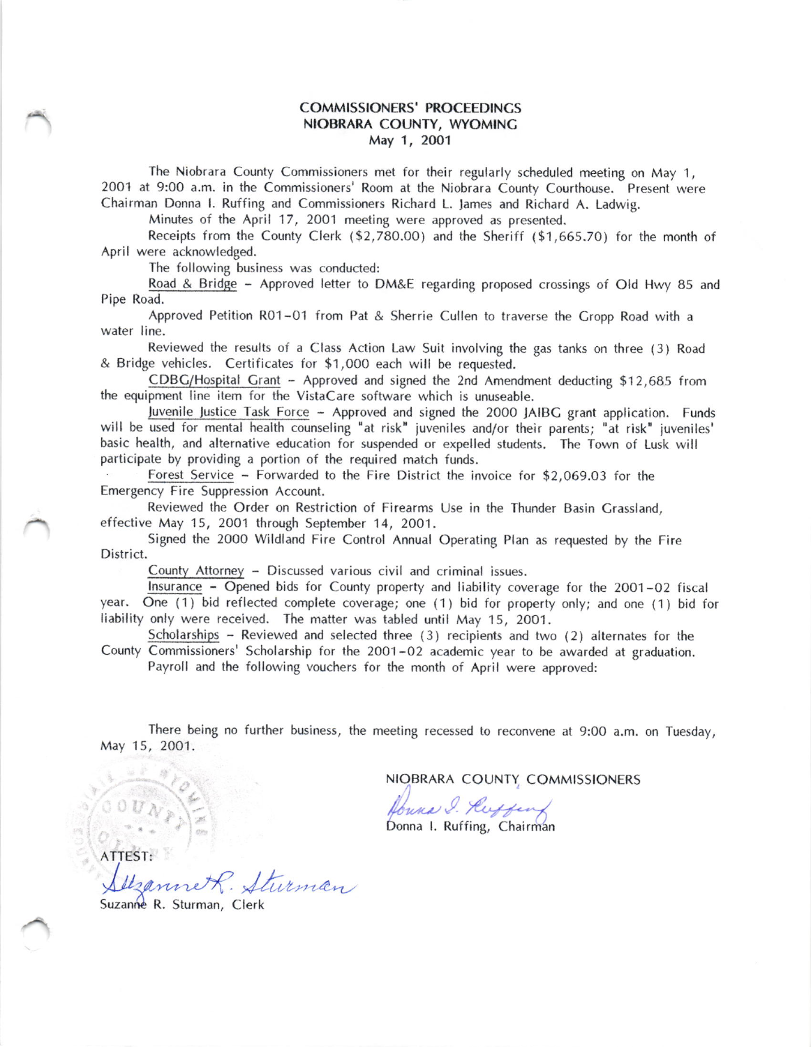# COMMISSIONERS' PROCEEDINGS
## NIOBRARA COUNTY, WYOMING
### May 1, 2001

The Niobrara County Commissioners met for their regularly scheduled meeting on May 1, 2001 at 9:00 a.m. in the Commissioners' Room at the Niobrara County Courthouse. Present were Chairman Donna I. Ruffing and Commissioners Richard L. James and Richard A. Ladwig.

Minutes of the April 17, 2001 meeting were approved as presented.

Receipts from the County Clerk ($2,780.00) and the Sheriff ($1,665.70) for the month of April were acknowledged.

The following business was conducted:

Road & Bridge – Approved letter to DM&E regarding proposed crossings of Old Hwy 85 and Pipe Road.

Approved Petition R01-01 from Pat & Sherrie Cullen to traverse the Gropp Road with a water line.

Reviewed the results of a Class Action Law Suit involving the gas tanks on three (3) Road & Bridge vehicles. Certificates for $1,000 each will be requested.

CDBG/Hospital Grant – Approved and signed the 2nd Amendment deducting $12,685 from the equipment line item for the VistaCare software which is unuseable.

Juvenile Justice Task Force – Approved and signed the 2000 JAIBG grant application. Funds will be used for mental health counseling "at risk" juveniles and/or their parents; "at risk" juveniles' basic health, and alternative education for suspended or expelled students. The Town of Lusk will participate by providing a portion of the required match funds.

Forest Service – Forwarded to the Fire District the invoice for $2,069.03 for the Emergency Fire Suppression Account.

Reviewed the Order on Restriction of Firearms Use in the Thunder Basin Grassland, effective May 15, 2001 through September 14, 2001.

Signed the 2000 Wildland Fire Control Annual Operating Plan as requested by the Fire District.

County Attorney – Discussed various civil and criminal issues.

Insurance – Opened bids for County property and liability coverage for the 2001-02 fiscal year. One (1) bid reflected complete coverage; one (1) bid for property only; and one (1) bid for liability only were received. The matter was tabled until May 15, 2001.

Scholarships – Reviewed and selected three (3) recipients and two (2) alternates for the County Commissioners' Scholarship for the 2001-02 academic year to be awarded at graduation.

Payroll and the following vouchers for the month of April were approved:

There being no further business, the meeting recessed to reconvene at 9:00 a.m. on Tuesday, May 15, 2001.

NIOBRARA COUNTY COMMISSIONERS

Donna I. Ruffing, Chairman

ATTEST:

Suzanne R. Sturman, Clerk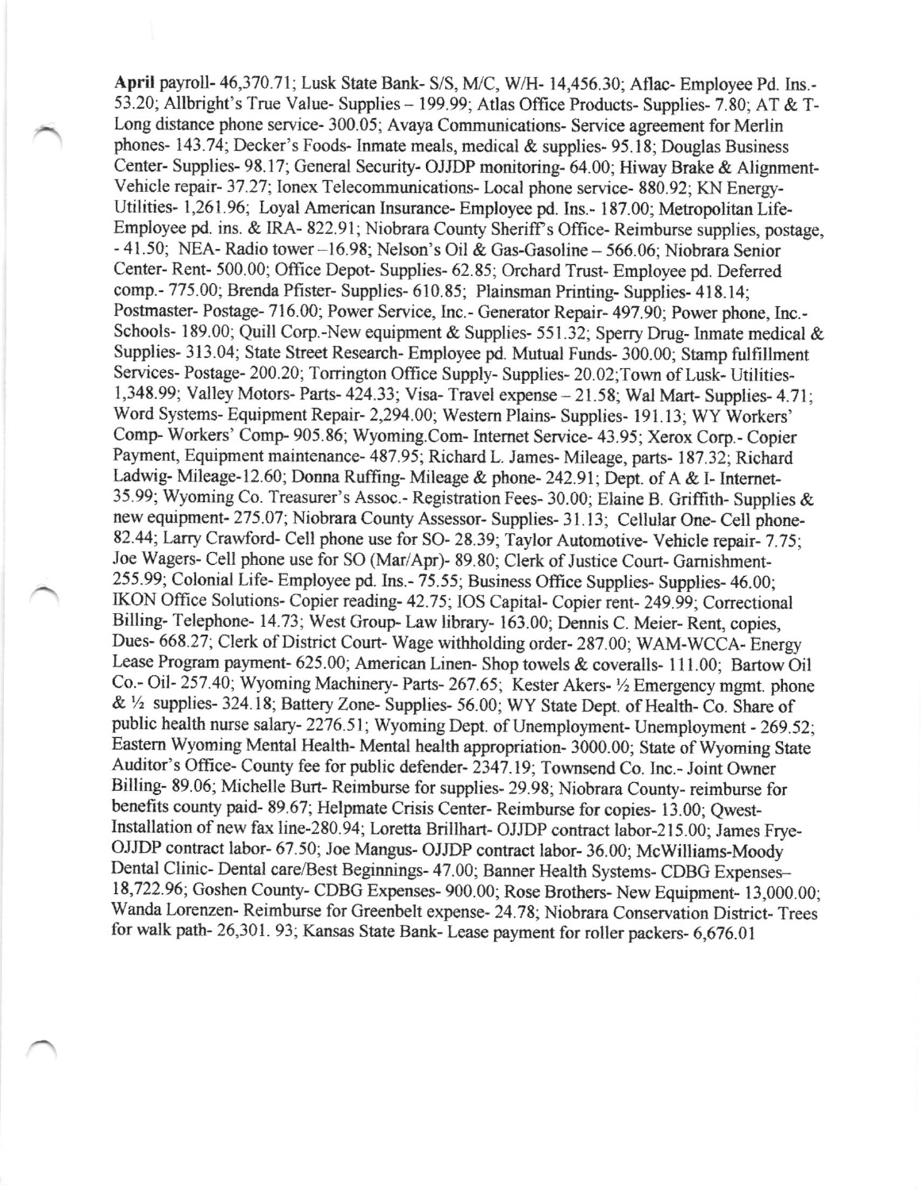**April** payroll- 46,370.71; Lusk State Bank- S/S, M/C, W/H- 14,456.30; Aflac- Employee Pd. Ins.- 53.20; Allbright's True Value- Supplies – 199.99; Atlas Office Products- Supplies- 7.80; AT & T- Long distance phone service- 300.05; Avaya Communications- Service agreement for Merlin phones- 143.74; Decker's Foods- Inmate meals, medical & supplies- 95.18; Douglas Business Center- Supplies- 98.17; General Security- OJJDP monitoring- 64.00; Hiway Brake & Alignment- Vehicle repair- 37.27; Ionex Telecommunications- Local phone service- 880.92; KN Energy- Utilities- 1,261.96; Loyal American Insurance- Employee pd. Ins.- 187.00; Metropolitan Life- Employee pd. ins. & IRA- 822.91; Niobrara County Sheriff's Office- Reimburse supplies, postage, - 41.50; NEA- Radio tower –16.98; Nelson's Oil & Gas-Gasoline – 566.06; Niobrara Senior Center- Rent- 500.00; Office Depot- Supplies- 62.85; Orchard Trust- Employee pd. Deferred comp.- 775.00; Brenda Pfister- Supplies- 610.85; Plainsman Printing- Supplies- 418.14; Postmaster- Postage- 716.00; Power Service, Inc.- Generator Repair- 497.90; Power phone, Inc.- Schools- 189.00; Quill Corp.-New equipment & Supplies- 551.32; Sperry Drug- Inmate medical & Supplies- 313.04; State Street Research- Employee pd. Mutual Funds- 300.00; Stamp fulfillment Services- Postage- 200.20; Torrington Office Supply- Supplies- 20.02;Town of Lusk- Utilities- 1,348.99; Valley Motors- Parts- 424.33; Visa- Travel expense – 21.58; Wal Mart- Supplies- 4.71; Word Systems- Equipment Repair- 2,294.00; Western Plains- Supplies- 191.13; WY Workers' Comp- Workers' Comp- 905.86; Wyoming.Com- Internet Service- 43.95; Xerox Corp.- Copier Payment, Equipment maintenance- 487.95; Richard L. James- Mileage, parts- 187.32; Richard Ladwig- Mileage-12.60; Donna Ruffing- Mileage & phone- 242.91; Dept. of A & I- Internet- 35.99; Wyoming Co. Treasurer's Assoc.- Registration Fees- 30.00; Elaine B. Griffith- Supplies & new equipment- 275.07; Niobrara County Assessor- Supplies- 31.13; Cellular One- Cell phone- 82.44; Larry Crawford- Cell phone use for SO- 28.39; Taylor Automotive- Vehicle repair- 7.75; Joe Wagers- Cell phone use for SO (Mar/Apr)- 89.80; Clerk of Justice Court- Garnishment- 255.99; Colonial Life- Employee pd. Ins.- 75.55; Business Office Supplies- Supplies- 46.00; IKON Office Solutions- Copier reading- 42.75; IOS Capital- Copier rent- 249.99; Correctional Billing- Telephone- 14.73; West Group- Law library- 163.00; Dennis C. Meier- Rent, copies, Dues- 668.27; Clerk of District Court- Wage withholding order- 287.00; WAM-WCCA- Energy Lease Program payment- 625.00; American Linen- Shop towels & coveralls- 111.00; Bartow Oil Co.- Oil- 257.40; Wyoming Machinery- Parts- 267.65; Kester Akers- ½ Emergency mgmt. phone & ½ supplies- 324.18; Battery Zone- Supplies- 56.00; WY State Dept. of Health- Co. Share of public health nurse salary- 2276.51; Wyoming Dept. of Unemployment- Unemployment - 269.52; Eastern Wyoming Mental Health- Mental health appropriation- 3000.00; State of Wyoming State Auditor's Office- County fee for public defender- 2347.19; Townsend Co. Inc.- Joint Owner Billing- 89.06; Michelle Burt- Reimburse for supplies- 29.98; Niobrara County- reimburse for benefits county paid- 89.67; Helpmate Crisis Center- Reimburse for copies- 13.00; Qwest- Installation of new fax line-280.94; Loretta Brillhart- OJJDP contract labor-215.00; James Frye- OJJDP contract labor- 67.50; Joe Mangus- OJJDP contract labor- 36.00; McWilliams-Moody Dental Clinic- Dental care/Best Beginnings- 47.00; Banner Health Systems- CDBG Expenses– 18,722.96; Goshen County- CDBG Expenses- 900.00; Rose Brothers- New Equipment- 13,000.00; Wanda Lorenzen- Reimburse for Greenbelt expense- 24.78; Niobrara Conservation District- Trees for walk path- 26,301. 93; Kansas State Bank- Lease payment for roller packers- 6,676.01